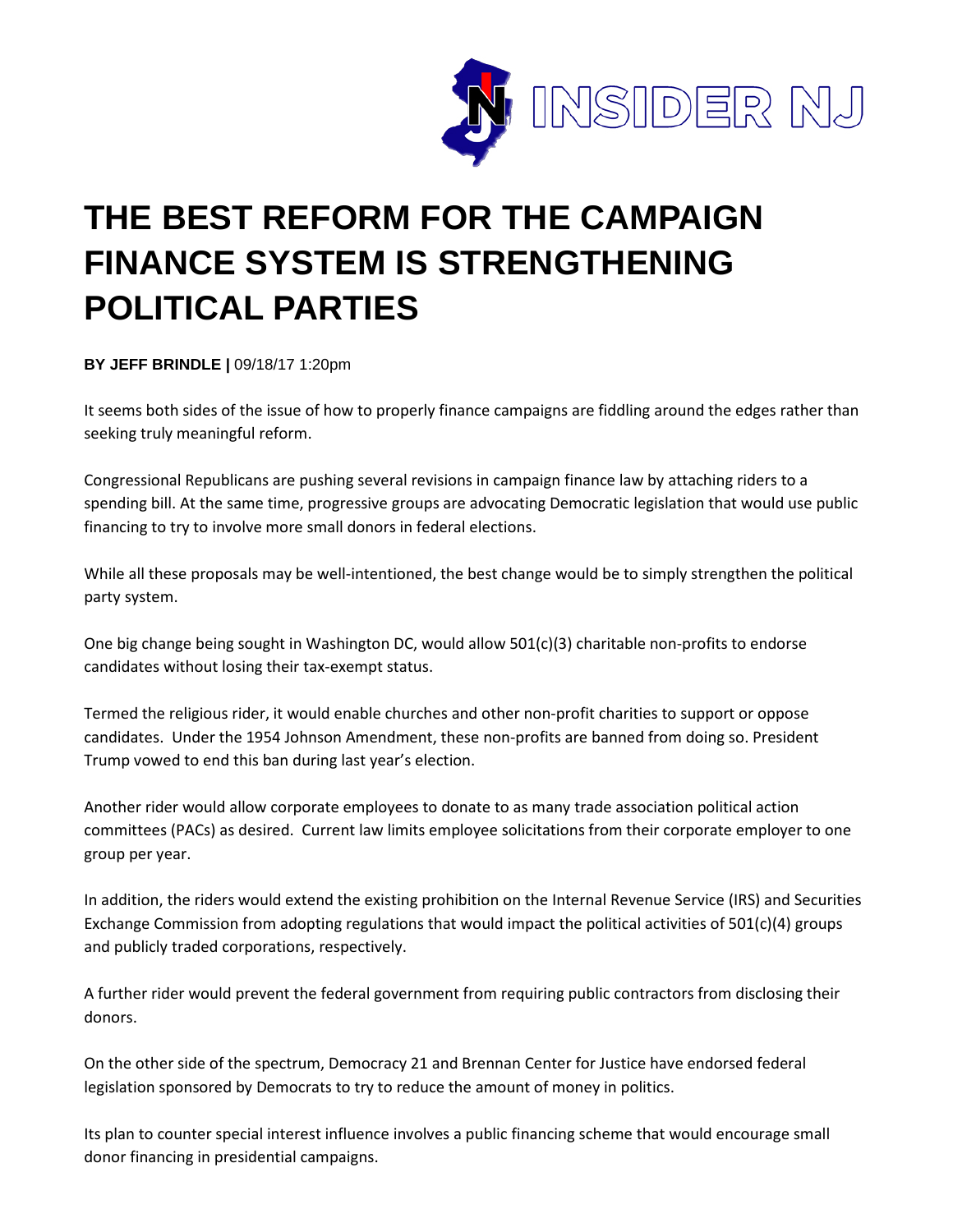# THE BEST REFORM FOR THE CAMPAIGN FINANCE SYSTEM IS STRENGTHENING POLITICAL PARTIES

**BY JEFF BRINDLE |** 09/18/17 1:20pm

It seems both sides of the issue of how to properly finance campaigns are fiddling around the edges rather than seeking truly meaningful reform.

Congressional Republicans are pushing several revisions in campaign finance law by attaching riders to a spending bill. At the same time, progressive groups are advocating Democratic legislation that would use public financing to try to involve more small donors in federal elections.

While all these proposals may be well-intentioned, the best change would be to simply strengthen the political party system.

One big change being sought in Washington DC, would allow 501(c)(3) charitable non-profits to endorse candidates without losing their tax-exempt status.

Termed the religious rider, it would enable churches and other non-profit charities to support or oppose candidates. Under the 1954 Johnson Amendment, these non-profits are banned from doing so. President Trump vowed to end this ban during last year's election.

Another rider would allow corporate employees to donate to as many trade association political action committees (PACs) as desired. Current law limits employee solicitations from their corporate employer to one group per year.

In addition, the riders would extend the existing prohibition on the Internal Revenue Service (IRS) and Securities Exchange Commission from adopting regulations that would impact the political activities of 501(c)(4) groups and publicly traded corporations, respectively.

A further rider would prevent the federal government from requiring public contractors from disclosing their donors.

On the other side of the spectrum, Democracy 21 and Brennan Center for Justice have endorsed federal legislation sponsored by Democrats to try to reduce the amount of money in politics.

Its plan to counter special interest influence involves a public financing scheme that would encourage small donor financing in presidential campaigns.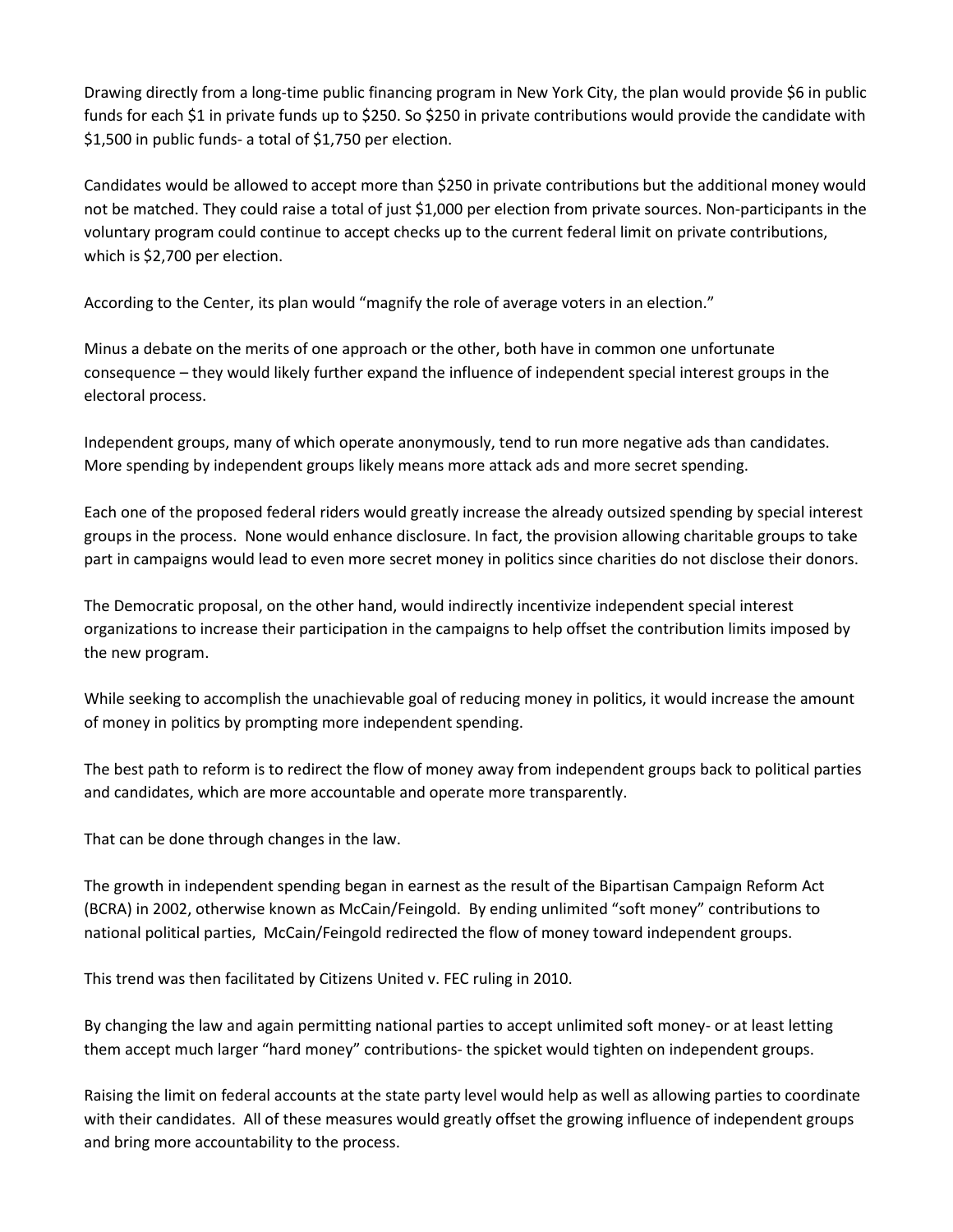Drawing directly from a long-time public financing program in New York City, the plan would provide $6 in public funds for each $1 in private funds up to $250. So $250 in private contributions would provide the candidate with $1,500 in public funds- a total of $1,750 per election.

Candidates would be allowed to accept more than $250 in private contributions but the additional money would not be matched. They could raise a total of just $1,000 per election from private sources. Non-participants in the voluntary program could continue to accept checks up to the current federal limit on private contributions, which is $2,700 per election.

According to the Center, its plan would "magnify the role of average voters in an election."

Minus a debate on the merits of one approach or the other, both have in common one unfortunate consequence – they would likely further expand the influence of independent special interest groups in the electoral process.

Independent groups, many of which operate anonymously, tend to run more negative ads than candidates. More spending by independent groups likely means more attack ads and more secret spending.

Each one of the proposed federal riders would greatly increase the already outsized spending by special interest groups in the process. None would enhance disclosure. In fact, the provision allowing charitable groups to take part in campaigns would lead to even more secret money in politics since charities do not disclose their donors.

The Democratic proposal, on the other hand, would indirectly incentivize independent special interest organizations to increase their participation in the campaigns to help offset the contribution limits imposed by the new program.

While seeking to accomplish the unachievable goal of reducing money in politics, it would increase the amount of money in politics by prompting more independent spending.

The best path to reform is to redirect the flow of money away from independent groups back to political parties and candidates, which are more accountable and operate more transparently.

That can be done through changes in the law.

The growth in independent spending began in earnest as the result of the Bipartisan Campaign Reform Act (BCRA) in 2002, otherwise known as McCain/Feingold. By ending unlimited "soft money" contributions to national political parties, McCain/Feingold redirected the flow of money toward independent groups.

This trend was then facilitated by Citizens United v. FEC ruling in 2010.

By changing the law and again permitting national parties to accept unlimited soft money- or at least letting them accept much larger "hard money" contributions- the spicket would tighten on independent groups.

Raising the limit on federal accounts at the state party level would help as well as allowing parties to coordinate with their candidates. All of these measures would greatly offset the growing influence of independent groups and bring more accountability to the process.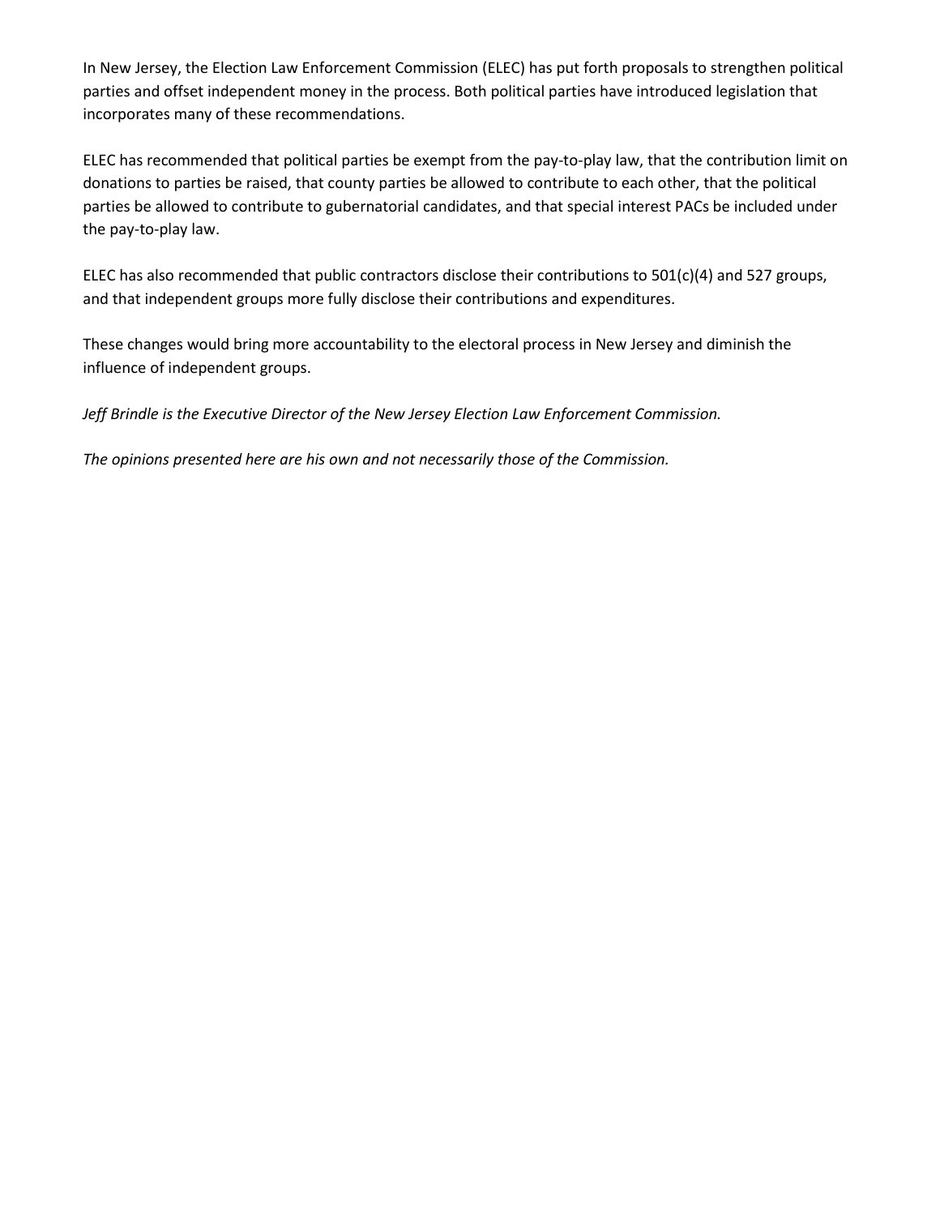In New Jersey, the Election Law Enforcement Commission (ELEC) has put forth proposals to strengthen political parties and offset independent money in the process. Both political parties have introduced legislation that incorporates many of these recommendations.

ELEC has recommended that political parties be exempt from the pay-to-play law, that the contribution limit on donations to parties be raised, that county parties be allowed to contribute to each other, that the political parties be allowed to contribute to gubernatorial candidates, and that special interest PACs be included under the pay-to-play law.

ELEC has also recommended that public contractors disclose their contributions to 501(c)(4) and 527 groups, and that independent groups more fully disclose their contributions and expenditures.

These changes would bring more accountability to the electoral process in New Jersey and diminish the influence of independent groups.

*Jeff Brindle is the Executive Director of the New Jersey Election Law Enforcement Commission.*

*The opinions presented here are his own and not necessarily those of the Commission.*